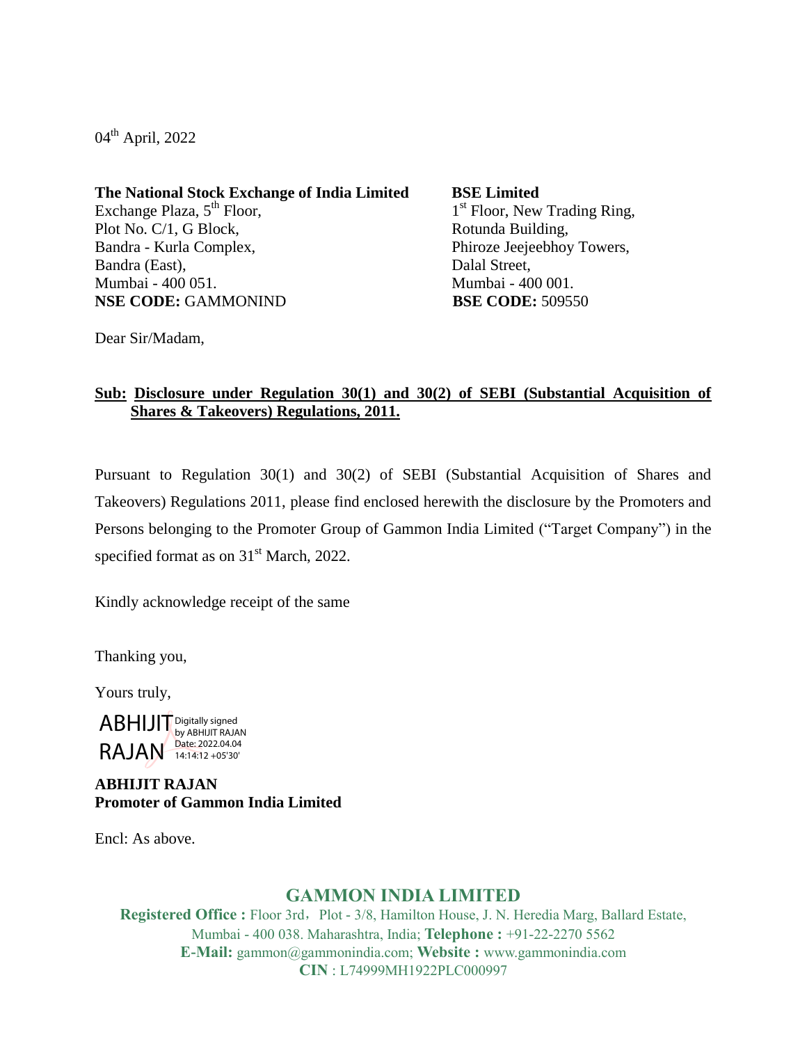04th April, 2022

**The National Stock Exchange of India Limited**
Exchange Plaza, 5th Floor,
Plot No. C/1, G Block,
Bandra - Kurla Complex,
Bandra (East),
Mumbai - 400 051.
**NSE CODE:** GAMMONIND

**BSE Limited**
1st Floor, New Trading Ring,
Rotunda Building,
Phiroze Jeejeebhoy Towers,
Dalal Street,
Mumbai - 400 001.
**BSE CODE:** 509550

Dear Sir/Madam,

**Sub: Disclosure under Regulation 30(1) and 30(2) of SEBI (Substantial Acquisition of Shares & Takeovers) Regulations, 2011.**

Pursuant to Regulation 30(1) and 30(2) of SEBI (Substantial Acquisition of Shares and Takeovers) Regulations 2011, please find enclosed herewith the disclosure by the Promoters and Persons belonging to the Promoter Group of Gammon India Limited ("Target Company") in the specified format as on 31st March, 2022.

Kindly acknowledge receipt of the same

Thanking you,

Yours truly,

ABHIJIT RAJAN
Digitally signed by ABHIJIT RAJAN
Date: 2022.04.04 14:14:12 +05'30'

**ABHIJIT RAJAN**
**Promoter of Gammon India Limited**

Encl: As above.

**GAMMON INDIA LIMITED**
**Registered Office :** Floor 3rd, Plot - 3/8, Hamilton House, J. N. Heredia Marg, Ballard Estate, Mumbai - 400 038. Maharashtra, India; **Telephone :** +91-22-2270 5562
**E-Mail:** gammon@gammonindia.com; **Website :** www.gammonindia.com
**CIN** : L74999MH1922PLC000997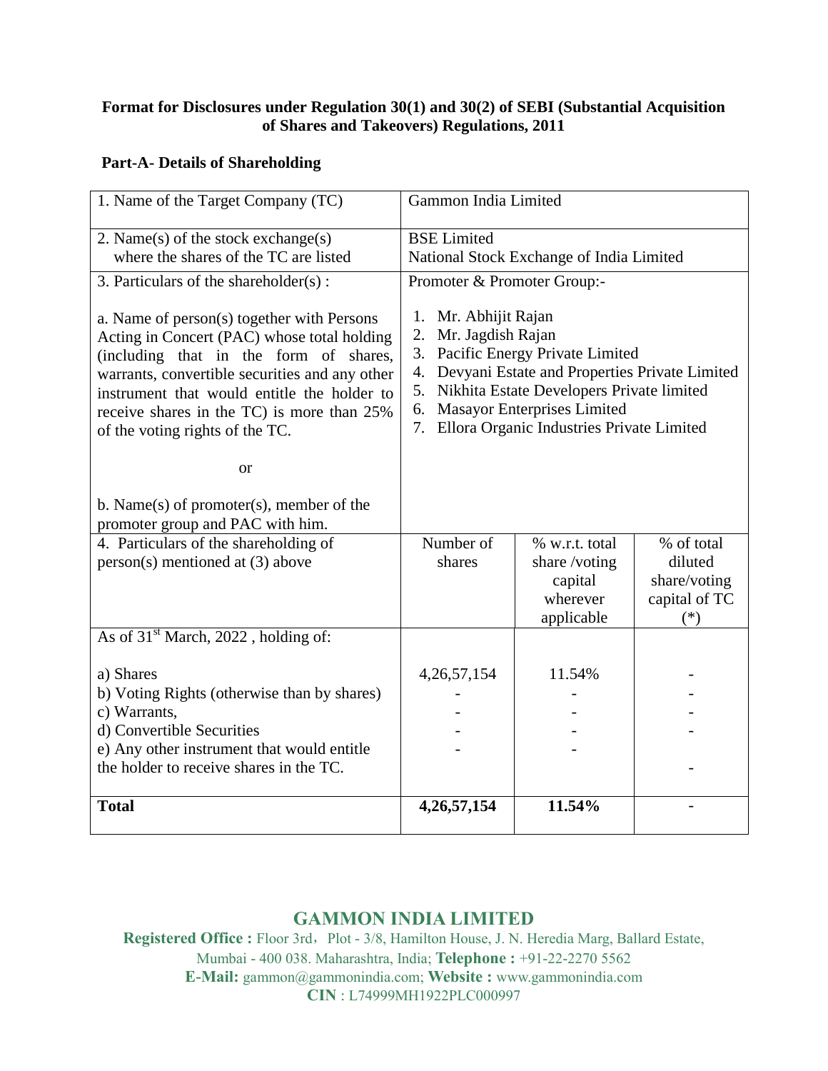**Format for Disclosures under Regulation 30(1) and 30(2) of SEBI (Substantial Acquisition of Shares and Takeovers) Regulations, 2011**

**Part-A- Details of Shareholding**

| | | | |
|---|---|---|---|
| 1. Name of the Target Company (TC) | Gammon India Limited | | |
| 2. Name(s) of the stock exchange(s) where the shares of the TC are listed | BSE Limited<br>National Stock Exchange of India Limited | | |
| 3. Particulars of the shareholder(s) :<br><br>a. Name of person(s) together with Persons Acting in Concert (PAC) whose total holding (including that in the form of shares, warrants, convertible securities and any other instrument that would entitle the holder to receive shares in the TC) is more than 25% of the voting rights of the TC.<br><br>or<br><br>b. Name(s) of promoter(s), member of the promoter group and PAC with him. | Promoter & Promoter Group:-<br><br>1. Mr. Abhijit Rajan<br>2. Mr. Jagdish Rajan<br>3. Pacific Energy Private Limited<br>4. Devyani Estate and Properties Private Limited<br>5. Nikhita Estate Developers Private limited<br>6. Masayor Enterprises Limited<br>7. Ellora Organic Industries Private Limited | | |
| 4. Particulars of the shareholding of person(s) mentioned at (3) above | Number of shares | % w.r.t. total share /voting capital wherever applicable | % of total diluted share/voting capital of TC (*) |
| As of 31st March, 2022 , holding of: | | | |
| a) Shares | 4,26,57,154 | 11.54% | - |
| b) Voting Rights (otherwise than by shares) | - | - | - |
| c) Warrants, | - | - | - |
| d) Convertible Securities | - | - | - |
| e) Any other instrument that would entitle the holder to receive shares in the TC. | - | - | - |
| **Total** | **4,26,57,154** | **11.54%** | - |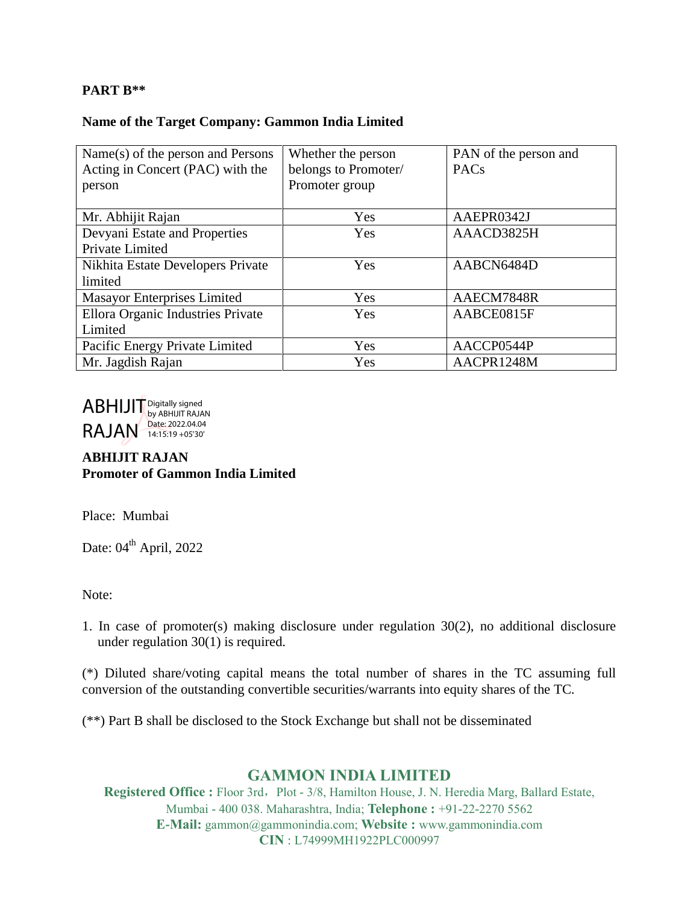**PART B****

**Name of the Target Company: Gammon India Limited**

| Name(s) of the person and Persons Acting in Concert (PAC) with the person | Whether the person belongs to Promoter/ Promoter group | PAN of the person and PACs |
|---|---|---|
| Mr. Abhijit Rajan | Yes | AAEPR0342J |
| Devyani Estate and Properties Private Limited | Yes | AAACD3825H |
| Nikhita Estate Developers Private limited | Yes | AABCN6484D |
| Masayor Enterprises Limited | Yes | AAECM7848R |
| Ellora Organic Industries Private Limited | Yes | AABCE0815F |
| Pacific Energy Private Limited | Yes | AACCP0544P |
| Mr. Jagdish Rajan | Yes | AACPR1248M |

ABHIJIT RAJAN Digitally signed by ABHIJIT RAJAN Date: 2022.04.04 14:15:19 +05'30'

**ABHIJIT RAJAN**
**Promoter of Gammon India Limited**

Place: Mumbai

Date: 04th April, 2022

Note:

1. In case of promoter(s) making disclosure under regulation 30(2), no additional disclosure under regulation 30(1) is required.

(*) Diluted share/voting capital means the total number of shares in the TC assuming full conversion of the outstanding convertible securities/warrants into equity shares of the TC.

(**) Part B shall be disclosed to the Stock Exchange but shall not be disseminated

**GAMMON INDIA LIMITED**
**Registered Office :** Floor 3rd, Plot - 3/8, Hamilton House, J. N. Heredia Marg, Ballard Estate, Mumbai - 400 038. Maharashtra, India; **Telephone :** +91-22-2270 5562
**E-Mail:** gammon@gammonindia.com; **Website :** www.gammonindia.com
**CIN** : L74999MH1922PLC000997